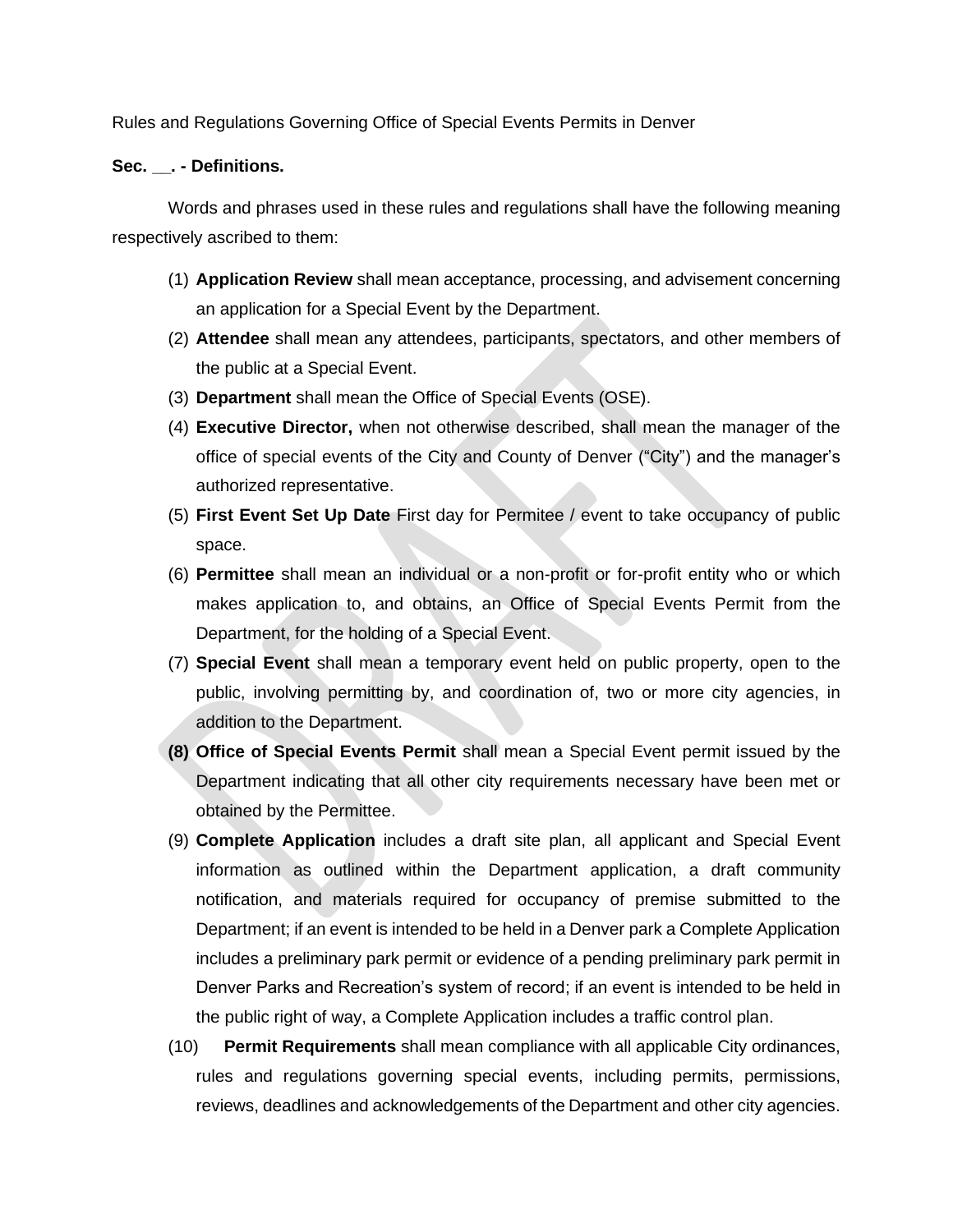Rules and Regulations Governing Office of Special Events Permits in Denver

**Sec. __. - Definitions.**

Words and phrases used in these rules and regulations shall have the following meaning respectively ascribed to them:

(1) **Application Review** shall mean acceptance, processing, and advisement concerning an application for a Special Event by the Department.

(2) **Attendee** shall mean any attendees, participants, spectators, and other members of the public at a Special Event.

(3) **Department** shall mean the Office of Special Events (OSE).

(4) **Executive Director,** when not otherwise described, shall mean the manager of the office of special events of the City and County of Denver ("City") and the manager's authorized representative.

(5) **First Event Set Up Date** First day for Permitee / event to take occupancy of public space.

(6) **Permittee** shall mean an individual or a non-profit or for-profit entity who or which makes application to, and obtains, an Office of Special Events Permit from the Department, for the holding of a Special Event.

(7) **Special Event** shall mean a temporary event held on public property, open to the public, involving permitting by, and coordination of, two or more city agencies, in addition to the Department.

**(8) Office of Special Events Permit** shall mean a Special Event permit issued by the Department indicating that all other city requirements necessary have been met or obtained by the Permittee.

(9) **Complete Application** includes a draft site plan, all applicant and Special Event information as outlined within the Department application, a draft community notification, and materials required for occupancy of premise submitted to the Department; if an event is intended to be held in a Denver park a Complete Application includes a preliminary park permit or evidence of a pending preliminary park permit in Denver Parks and Recreation's system of record; if an event is intended to be held in the public right of way, a Complete Application includes a traffic control plan.

(10) **Permit Requirements** shall mean compliance with all applicable City ordinances, rules and regulations governing special events, including permits, permissions, reviews, deadlines and acknowledgements of the Department and other city agencies.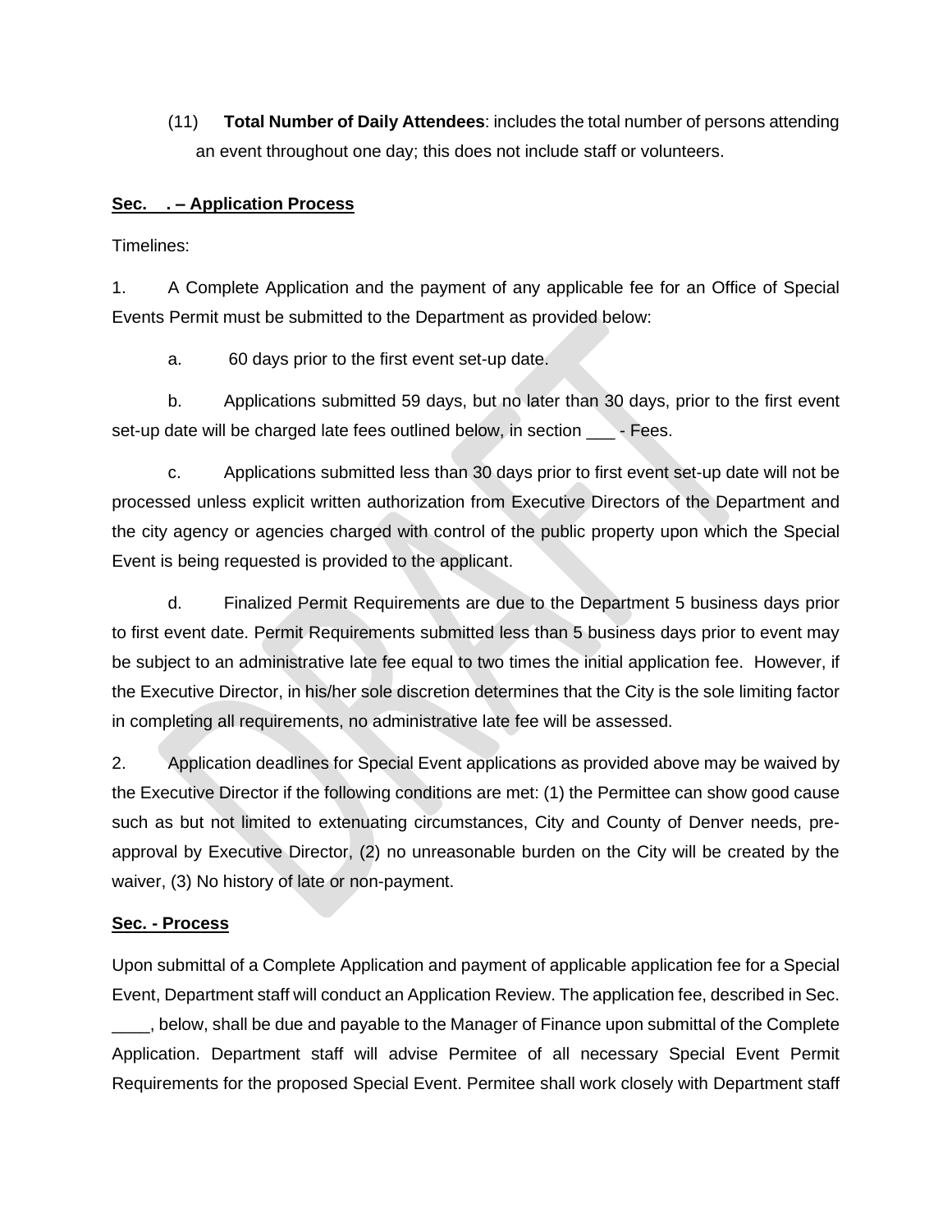(11) **Total Number of Daily Attendees**: includes the total number of persons attending an event throughout one day; this does not include staff or volunteers.

**Sec. . – Application Process**

Timelines:

1. A Complete Application and the payment of any applicable fee for an Office of Special Events Permit must be submitted to the Department as provided below:

   a. 60 days prior to the first event set-up date.

   b. Applications submitted 59 days, but no later than 30 days, prior to the first event set-up date will be charged late fees outlined below, in section ___ - Fees.

   c. Applications submitted less than 30 days prior to first event set-up date will not be processed unless explicit written authorization from Executive Directors of the Department and the city agency or agencies charged with control of the public property upon which the Special Event is being requested is provided to the applicant.

   d. Finalized Permit Requirements are due to the Department 5 business days prior to first event date. Permit Requirements submitted less than 5 business days prior to event may be subject to an administrative late fee equal to two times the initial application fee. However, if the Executive Director, in his/her sole discretion determines that the City is the sole limiting factor in completing all requirements, no administrative late fee will be assessed.

2. Application deadlines for Special Event applications as provided above may be waived by the Executive Director if the following conditions are met: (1) the Permittee can show good cause such as but not limited to extenuating circumstances, City and County of Denver needs, pre-approval by Executive Director, (2) no unreasonable burden on the City will be created by the waiver, (3) No history of late or non-payment.

**Sec. - Process**

Upon submittal of a Complete Application and payment of applicable application fee for a Special Event, Department staff will conduct an Application Review. The application fee, described in Sec. ____, below, shall be due and payable to the Manager of Finance upon submittal of the Complete Application. Department staff will advise Permitee of all necessary Special Event Permit Requirements for the proposed Special Event. Permitee shall work closely with Department staff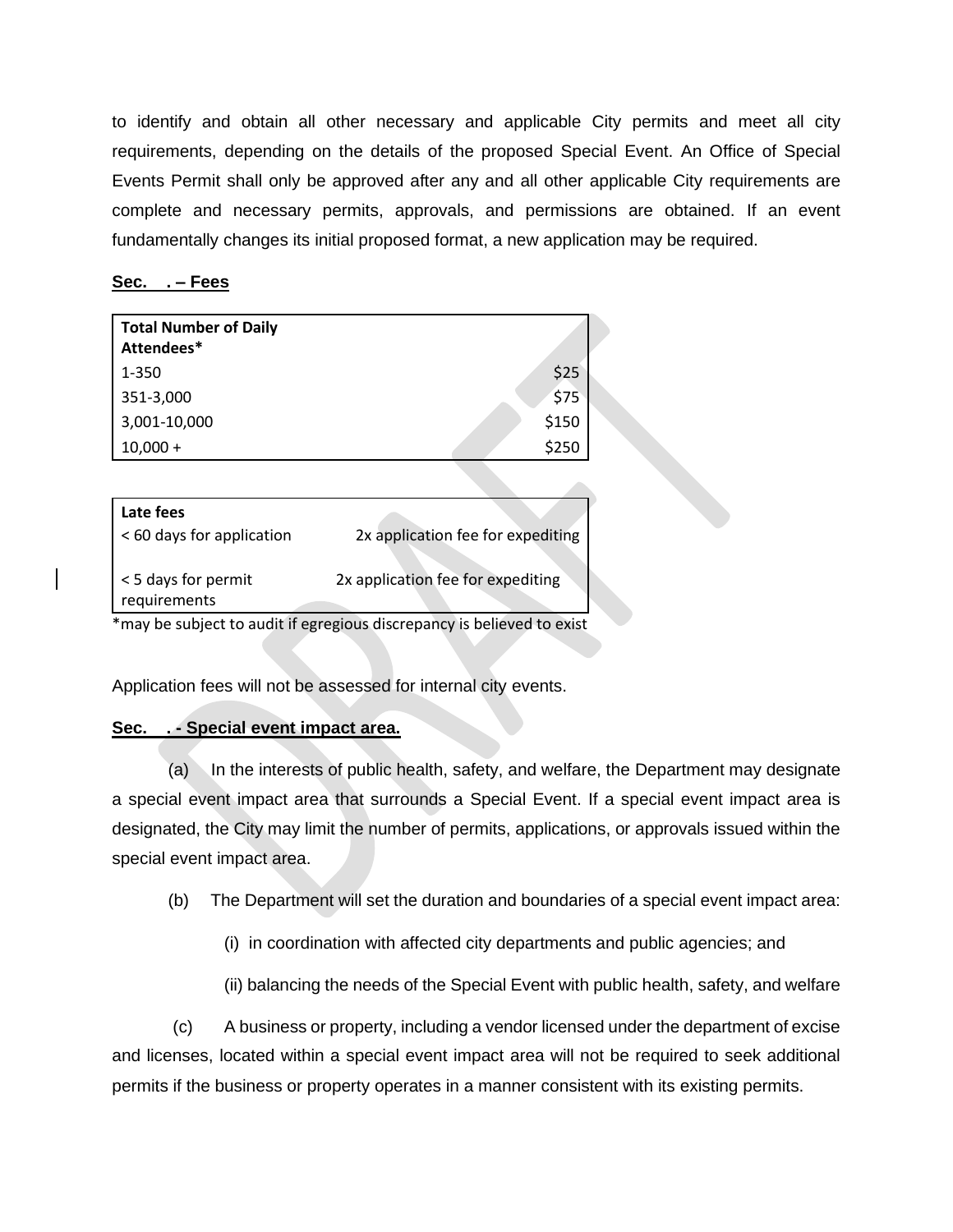to identify and obtain all other necessary and applicable City permits and meet all city requirements, depending on the details of the proposed Special Event. An Office of Special Events Permit shall only be approved after any and all other applicable City requirements are complete and necessary permits, approvals, and permissions are obtained. If an event fundamentally changes its initial proposed format, a new application may be required.

**Sec. . – Fees**

| **Total Number of Daily Attendees*** | |
|---|---|
| 1-350 | $25 |
| 351-3,000 | $75 |
| 3,001-10,000 | $150 |
| 10,000 + | $250 |

| **Late fees** | |
|---|---|
| < 60 days for application | 2x application fee for expediting |
| < 5 days for permit requirements | 2x application fee for expediting |

*may be subject to audit if egregious discrepancy is believed to exist

Application fees will not be assessed for internal city events.

**Sec. . - Special event impact area.**

(a) In the interests of public health, safety, and welfare, the Department may designate a special event impact area that surrounds a Special Event. If a special event impact area is designated, the City may limit the number of permits, applications, or approvals issued within the special event impact area.

(b) The Department will set the duration and boundaries of a special event impact area:

(i) in coordination with affected city departments and public agencies; and

(ii) balancing the needs of the Special Event with public health, safety, and welfare

(c) A business or property, including a vendor licensed under the department of excise and licenses, located within a special event impact area will not be required to seek additional permits if the business or property operates in a manner consistent with its existing permits.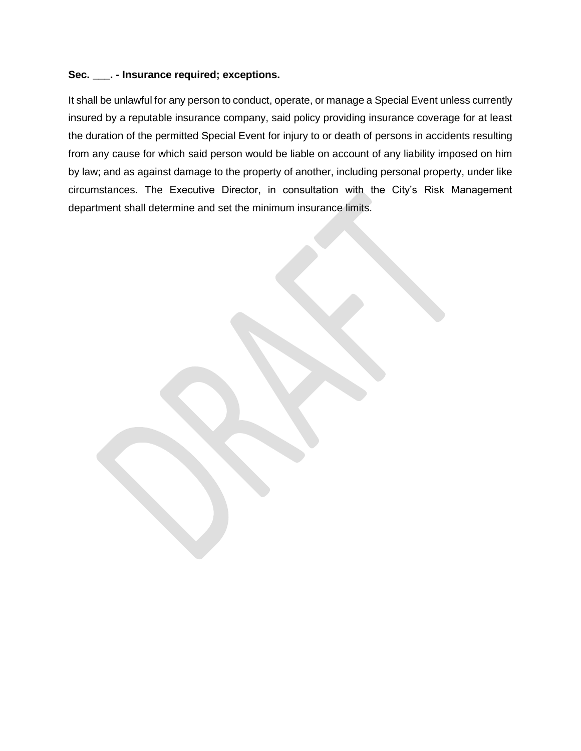**Sec. ___. - Insurance required; exceptions.**

It shall be unlawful for any person to conduct, operate, or manage a Special Event unless currently insured by a reputable insurance company, said policy providing insurance coverage for at least the duration of the permitted Special Event for injury to or death of persons in accidents resulting from any cause for which said person would be liable on account of any liability imposed on him by law; and as against damage to the property of another, including personal property, under like circumstances. The Executive Director, in consultation with the City's Risk Management department shall determine and set the minimum insurance limits.